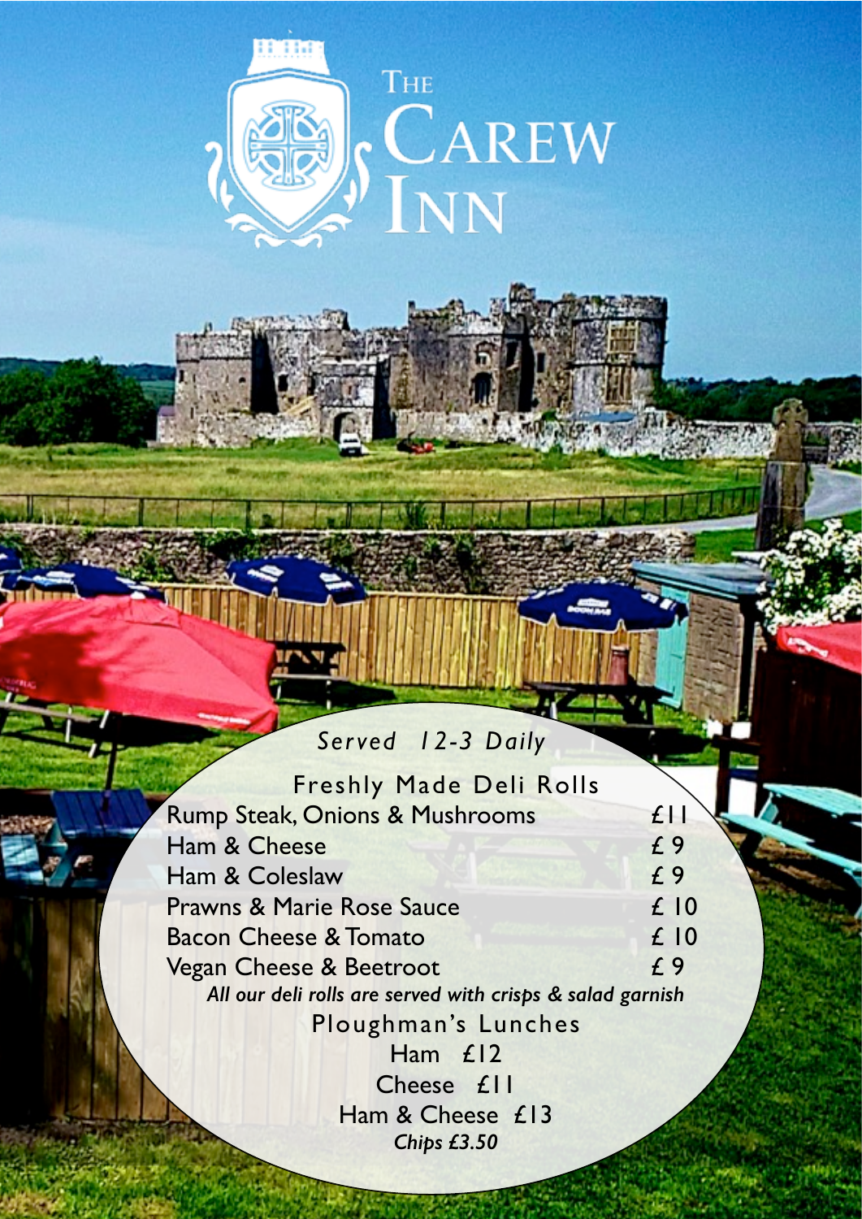# The Carew Inn

*Served 12-3 Daily*

## Freshly Made Deli Rolls

| Item | Price |
| --- | --- |
| Rump Steak, Onions & Mushrooms | £11 |
| Ham & Cheese | £ 9 |
| Ham & Coleslaw | £ 9 |
| Prawns & Marie Rose Sauce | £ 10 |
| Bacon Cheese & Tomato | £ 10 |
| Vegan Cheese & Beetroot | £ 9 |

*All our deli rolls are served with crisps & salad garnish*

## Ploughman's Lunches

Ham £12

Cheese £11

Ham & Cheese £13

***Chips £3.50***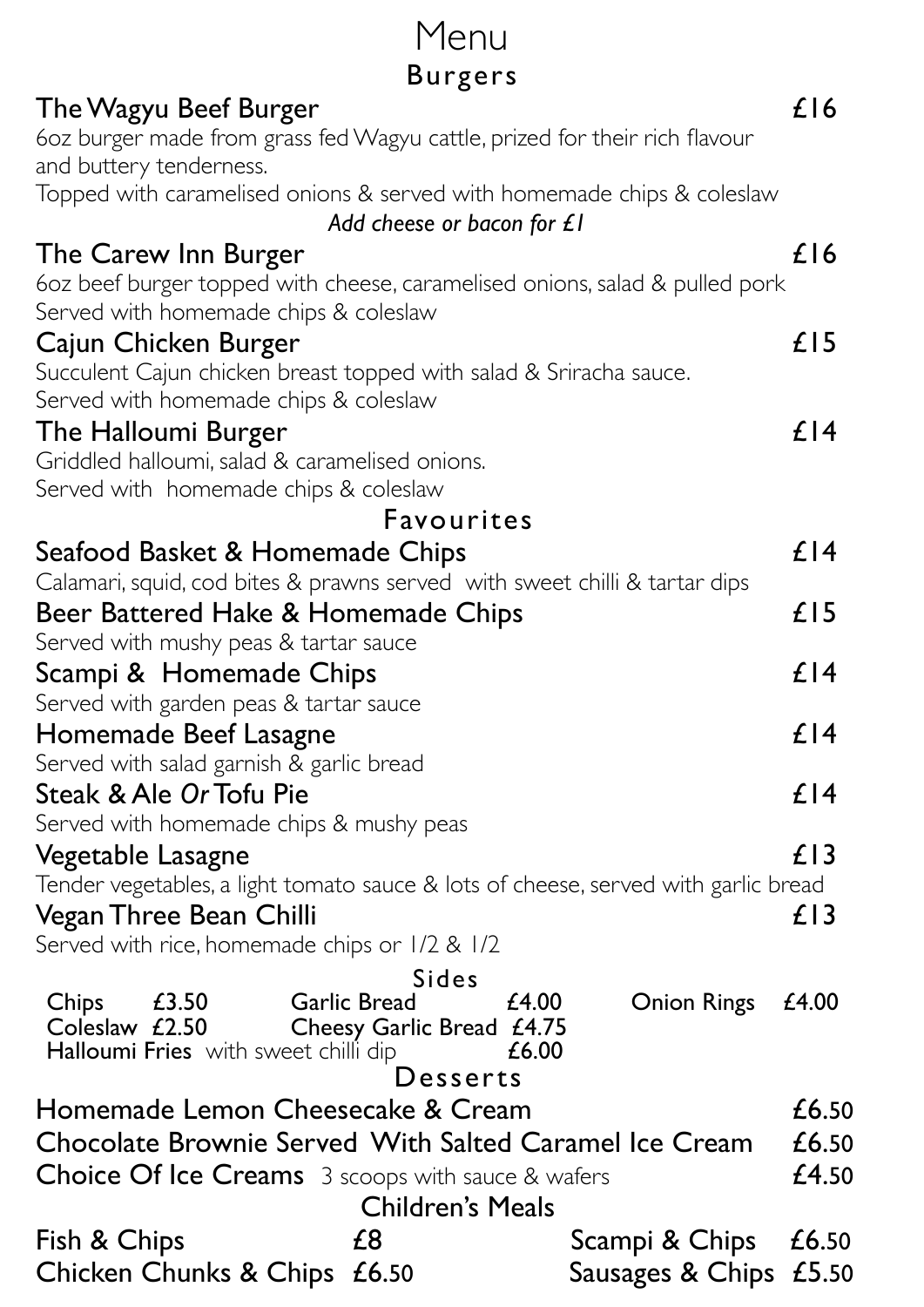# Menu

## Burgers

**The Wagyu Beef Burger** — £16

6oz burger made from grass fed Wagyu cattle, prized for their rich flavour and buttery tenderness.
Topped with caramelised onions & served with homemade chips & coleslaw

*Add cheese or bacon for £1*

**The Carew Inn Burger** — £16

6oz beef burger topped with cheese, caramelised onions, salad & pulled pork
Served with homemade chips & coleslaw

**Cajun Chicken Burger** — £15

Succulent Cajun chicken breast topped with salad & Sriracha sauce.
Served with homemade chips & coleslaw

**The Halloumi Burger** — £14

Griddled halloumi, salad & caramelised onions.
Served with homemade chips & coleslaw

## Favourites

**Seafood Basket & Homemade Chips** — £14

Calamari, squid, cod bites & prawns served with sweet chilli & tartar dips

**Beer Battered Hake & Homemade Chips** — £15

Served with mushy peas & tartar sauce

**Scampi & Homemade Chips** — £14

Served with garden peas & tartar sauce

**Homemade Beef Lasagne** — £14

Served with salad garnish & garlic bread

**Steak & Ale *Or* Tofu Pie** — £14

Served with homemade chips & mushy peas

**Vegetable Lasagne** — £13

Tender vegetables, a light tomato sauce & lots of cheese, served with garlic bread

**Vegan Three Bean Chilli** — £13

Served with rice, homemade chips or 1/2 & 1/2

## Sides

| | | | | | |
|---|---|---|---|---|---|
| Chips | £3.50 | Garlic Bread | £4.00 | Onion Rings | £4.00 |
| Coleslaw | £2.50 | Cheesy Garlic Bread | £4.75 | | |
| **Halloumi Fries** with sweet chilli dip | | | £6.00 | | |

## Desserts

**Homemade Lemon Cheesecake & Cream** — £6.50

**Chocolate Brownie Served With Salted Caramel Ice Cream** — £6.50

**Choice Of Ice Creams** 3 scoops with sauce & wafers — £4.50

## Children's Meals

| | | | |
|---|---|---|---|
| Fish & Chips | £8 | Scampi & Chips | £6.50 |
| Chicken Chunks & Chips | £6.50 | Sausages & Chips | £5.50 |